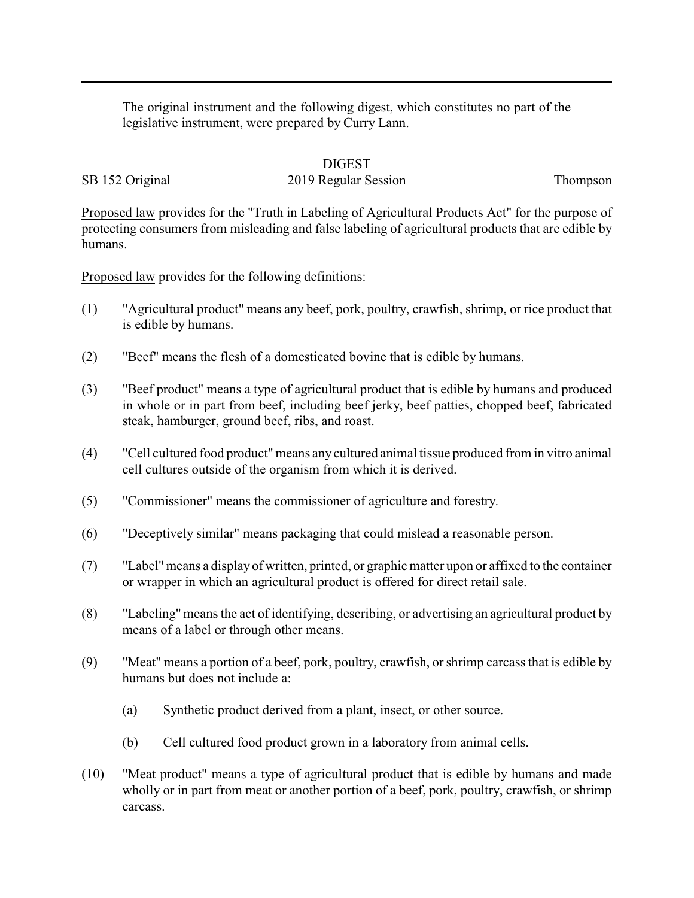The original instrument and the following digest, which constitutes no part of the legislative instrument, were prepared by Curry Lann.

DIGEST

SB 152 Original — 2019 Regular Session — Thompson

Proposed law provides for the "Truth in Labeling of Agricultural Products Act" for the purpose of protecting consumers from misleading and false labeling of agricultural products that are edible by humans.

Proposed law provides for the following definitions:

(1) "Agricultural product" means any beef, pork, poultry, crawfish, shrimp, or rice product that is edible by humans.

(2) "Beef" means the flesh of a domesticated bovine that is edible by humans.

(3) "Beef product" means a type of agricultural product that is edible by humans and produced in whole or in part from beef, including beef jerky, beef patties, chopped beef, fabricated steak, hamburger, ground beef, ribs, and roast.

(4) "Cell cultured food product" means any cultured animal tissue produced from in vitro animal cell cultures outside of the organism from which it is derived.

(5) "Commissioner" means the commissioner of agriculture and forestry.

(6) "Deceptively similar" means packaging that could mislead a reasonable person.

(7) "Label" means a display of written, printed, or graphic matter upon or affixed to the container or wrapper in which an agricultural product is offered for direct retail sale.

(8) "Labeling" means the act of identifying, describing, or advertising an agricultural product by means of a label or through other means.

(9) "Meat" means a portion of a beef, pork, poultry, crawfish, or shrimp carcass that is edible by humans but does not include a:

   (a) Synthetic product derived from a plant, insect, or other source.

   (b) Cell cultured food product grown in a laboratory from animal cells.

(10) "Meat product" means a type of agricultural product that is edible by humans and made wholly or in part from meat or another portion of a beef, pork, poultry, crawfish, or shrimp carcass.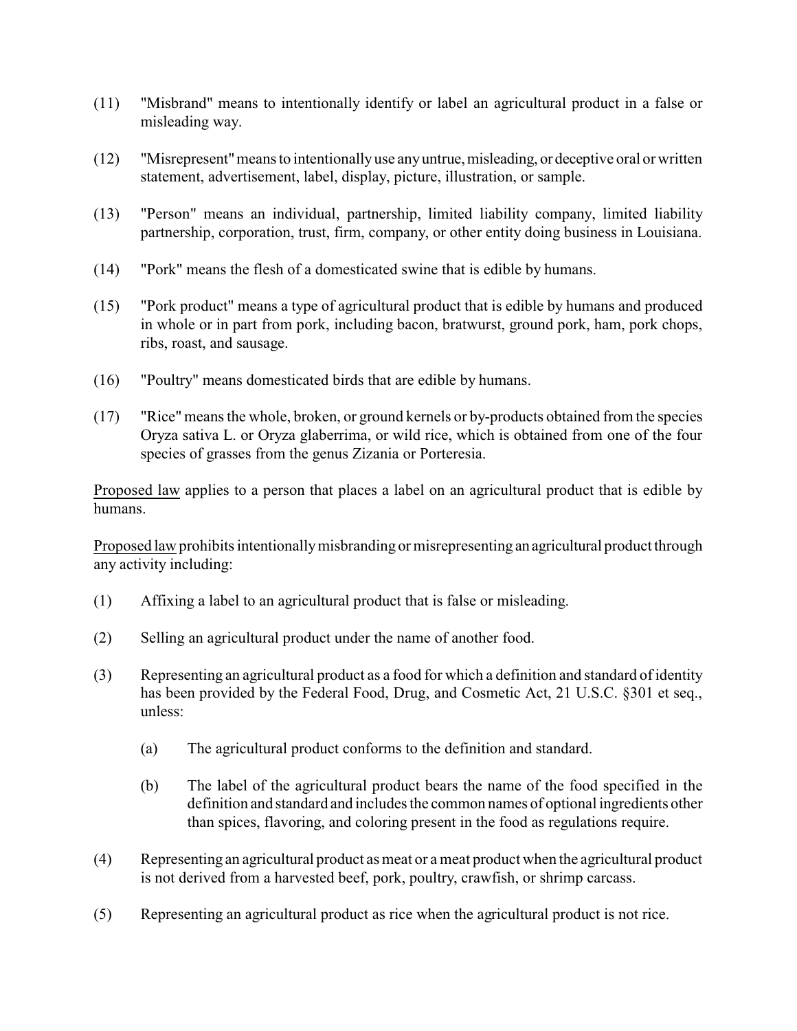(11) "Misbrand" means to intentionally identify or label an agricultural product in a false or misleading way.

(12) "Misrepresent" means to intentionally use any untrue, misleading, or deceptive oral or written statement, advertisement, label, display, picture, illustration, or sample.

(13) "Person" means an individual, partnership, limited liability company, limited liability partnership, corporation, trust, firm, company, or other entity doing business in Louisiana.

(14) "Pork" means the flesh of a domesticated swine that is edible by humans.

(15) "Pork product" means a type of agricultural product that is edible by humans and produced in whole or in part from pork, including bacon, bratwurst, ground pork, ham, pork chops, ribs, roast, and sausage.

(16) "Poultry" means domesticated birds that are edible by humans.

(17) "Rice" means the whole, broken, or ground kernels or by-products obtained from the species Oryza sativa L. or Oryza glaberrima, or wild rice, which is obtained from one of the four species of grasses from the genus Zizania or Porteresia.

<u>Proposed law</u> applies to a person that places a label on an agricultural product that is edible by humans.

<u>Proposed law</u> prohibits intentionally misbranding or misrepresenting an agricultural product through any activity including:

(1) Affixing a label to an agricultural product that is false or misleading.

(2) Selling an agricultural product under the name of another food.

(3) Representing an agricultural product as a food for which a definition and standard of identity has been provided by the Federal Food, Drug, and Cosmetic Act, 21 U.S.C. §301 et seq., unless:

  (a) The agricultural product conforms to the definition and standard.

  (b) The label of the agricultural product bears the name of the food specified in the definition and standard and includes the common names of optional ingredients other than spices, flavoring, and coloring present in the food as regulations require.

(4) Representing an agricultural product as meat or a meat product when the agricultural product is not derived from a harvested beef, pork, poultry, crawfish, or shrimp carcass.

(5) Representing an agricultural product as rice when the agricultural product is not rice.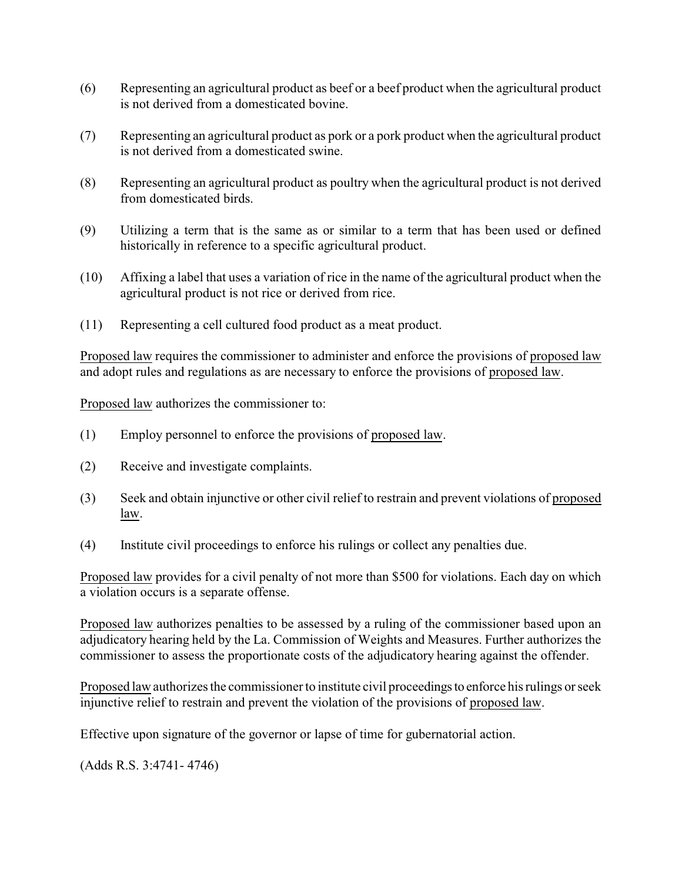(6) Representing an agricultural product as beef or a beef product when the agricultural product is not derived from a domesticated bovine.

(7) Representing an agricultural product as pork or a pork product when the agricultural product is not derived from a domesticated swine.

(8) Representing an agricultural product as poultry when the agricultural product is not derived from domesticated birds.

(9) Utilizing a term that is the same as or similar to a term that has been used or defined historically in reference to a specific agricultural product.

(10) Affixing a label that uses a variation of rice in the name of the agricultural product when the agricultural product is not rice or derived from rice.

(11) Representing a cell cultured food product as a meat product.

Proposed law requires the commissioner to administer and enforce the provisions of proposed law and adopt rules and regulations as are necessary to enforce the provisions of proposed law.

Proposed law authorizes the commissioner to:

(1) Employ personnel to enforce the provisions of proposed law.

(2) Receive and investigate complaints.

(3) Seek and obtain injunctive or other civil relief to restrain and prevent violations of proposed law.

(4) Institute civil proceedings to enforce his rulings or collect any penalties due.

Proposed law provides for a civil penalty of not more than $500 for violations. Each day on which a violation occurs is a separate offense.

Proposed law authorizes penalties to be assessed by a ruling of the commissioner based upon an adjudicatory hearing held by the La. Commission of Weights and Measures. Further authorizes the commissioner to assess the proportionate costs of the adjudicatory hearing against the offender.

Proposed law authorizes the commissioner to institute civil proceedings to enforce his rulings or seek injunctive relief to restrain and prevent the violation of the provisions of proposed law.

Effective upon signature of the governor or lapse of time for gubernatorial action.

(Adds R.S. 3:4741- 4746)